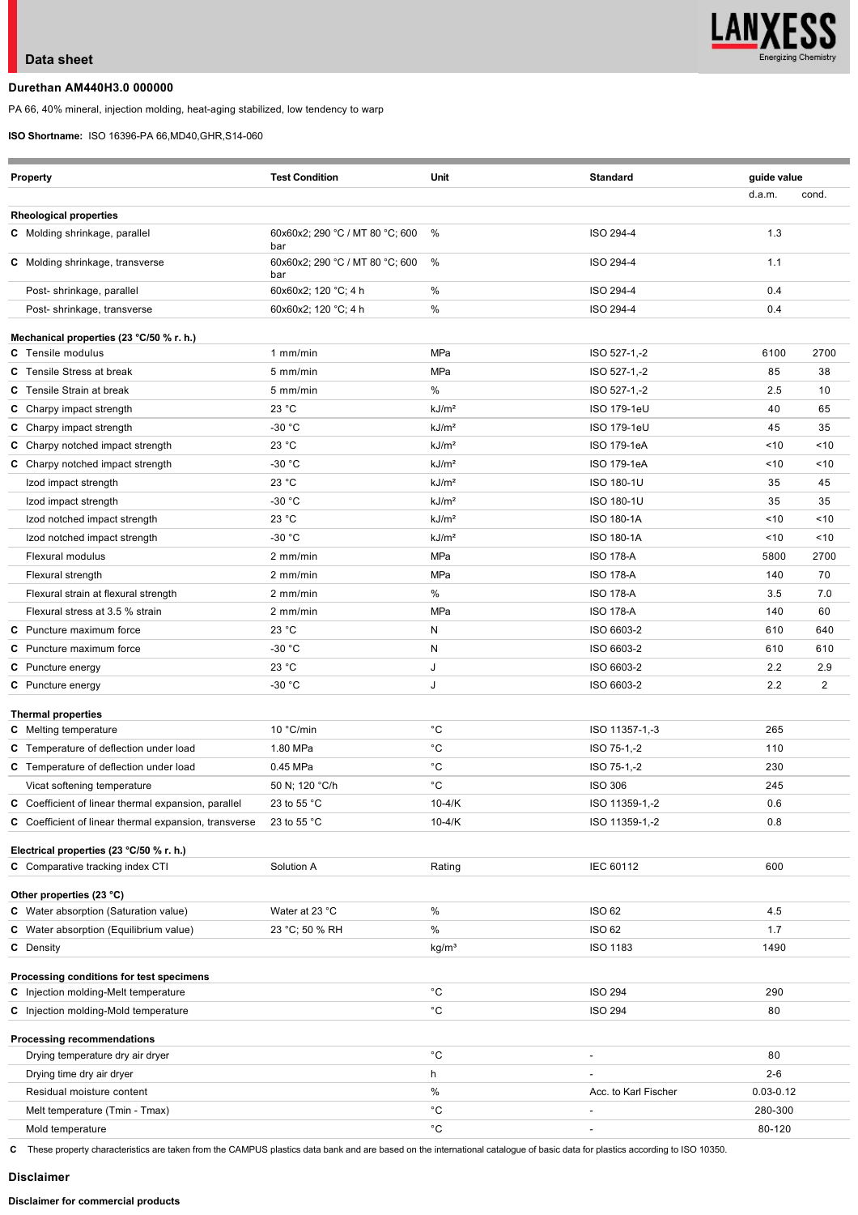Data sheet

## Durethan AM440H3.0 000000

PA 66, 40% mineral, injection molding, heat-aging stabilized, low tendency to warp

**ISO Shortname:** ISO 16396-PA 66,MD40,GHR,S14-060

| Property | Test Condition | Unit | Standard | guide value d.a.m. | cond. |
|---|---|---|---|---|---|
| **Rheological properties** | | | | | |
| **C** Molding shrinkage, parallel | 60x60x2; 290 °C / MT 80 °C; 600 bar | % | ISO 294-4 | 1.3 | |
| **C** Molding shrinkage, transverse | 60x60x2; 290 °C / MT 80 °C; 600 bar | % | ISO 294-4 | 1.1 | |
| Post- shrinkage, parallel | 60x60x2; 120 °C; 4 h | % | ISO 294-4 | 0.4 | |
| Post- shrinkage, transverse | 60x60x2; 120 °C; 4 h | % | ISO 294-4 | 0.4 | |
| **Mechanical properties (23 °C/50 % r. h.)** | | | | | |
| **C** Tensile modulus | 1 mm/min | MPa | ISO 527-1,-2 | 6100 | 2700 |
| **C** Tensile Stress at break | 5 mm/min | MPa | ISO 527-1,-2 | 85 | 38 |
| **C** Tensile Strain at break | 5 mm/min | % | ISO 527-1,-2 | 2.5 | 10 |
| **C** Charpy impact strength | 23 °C | kJ/m² | ISO 179-1eU | 40 | 65 |
| **C** Charpy impact strength | -30 °C | kJ/m² | ISO 179-1eU | 45 | 35 |
| **C** Charpy notched impact strength | 23 °C | kJ/m² | ISO 179-1eA | <10 | <10 |
| **C** Charpy notched impact strength | -30 °C | kJ/m² | ISO 179-1eA | <10 | <10 |
| Izod impact strength | 23 °C | kJ/m² | ISO 180-1U | 35 | 45 |
| Izod impact strength | -30 °C | kJ/m² | ISO 180-1U | 35 | 35 |
| Izod notched impact strength | 23 °C | kJ/m² | ISO 180-1A | <10 | <10 |
| Izod notched impact strength | -30 °C | kJ/m² | ISO 180-1A | <10 | <10 |
| Flexural modulus | 2 mm/min | MPa | ISO 178-A | 5800 | 2700 |
| Flexural strength | 2 mm/min | MPa | ISO 178-A | 140 | 70 |
| Flexural strain at flexural strength | 2 mm/min | % | ISO 178-A | 3.5 | 7.0 |
| Flexural stress at 3.5 % strain | 2 mm/min | MPa | ISO 178-A | 140 | 60 |
| **C** Puncture maximum force | 23 °C | N | ISO 6603-2 | 610 | 640 |
| **C** Puncture maximum force | -30 °C | N | ISO 6603-2 | 610 | 610 |
| **C** Puncture energy | 23 °C | J | ISO 6603-2 | 2.2 | 2.9 |
| **C** Puncture energy | -30 °C | J | ISO 6603-2 | 2.2 | 2 |
| **Thermal properties** | | | | | |
| **C** Melting temperature | 10 °C/min | °C | ISO 11357-1,-3 | 265 | |
| **C** Temperature of deflection under load | 1.80 MPa | °C | ISO 75-1,-2 | 110 | |
| **C** Temperature of deflection under load | 0.45 MPa | °C | ISO 75-1,-2 | 230 | |
| Vicat softening temperature | 50 N; 120 °C/h | °C | ISO 306 | 245 | |
| **C** Coefficient of linear thermal expansion, parallel | 23 to 55 °C | 10-4/K | ISO 11359-1,-2 | 0.6 | |
| **C** Coefficient of linear thermal expansion, transverse | 23 to 55 °C | 10-4/K | ISO 11359-1,-2 | 0.8 | |
| **Electrical properties (23 °C/50 % r. h.)** | | | | | |
| **C** Comparative tracking index CTI | Solution A | Rating | IEC 60112 | 600 | |
| **Other properties (23 °C)** | | | | | |
| **C** Water absorption (Saturation value) | Water at 23 °C | % | ISO 62 | 4.5 | |
| **C** Water absorption (Equilibrium value) | 23 °C; 50 % RH | % | ISO 62 | 1.7 | |
| **C** Density | | kg/m³ | ISO 1183 | 1490 | |
| **Processing conditions for test specimens** | | | | | |
| **C** Injection molding-Melt temperature | | °C | ISO 294 | 290 | |
| **C** Injection molding-Mold temperature | | °C | ISO 294 | 80 | |
| **Processing recommendations** | | | | | |
| Drying temperature dry air dryer | | °C | - | 80 | |
| Drying time dry air dryer | | h | - | 2-6 | |
| Residual moisture content | | % | Acc. to Karl Fischer | 0.03-0.12 | |
| Melt temperature (Tmin - Tmax) | | °C | - | 280-300 | |
| Mold temperature | | °C | - | 80-120 | |

**C** These property characteristics are taken from the CAMPUS plastics data bank and are based on the international catalogue of basic data for plastics according to ISO 10350.

### Disclaimer

**Disclaimer for commercial products**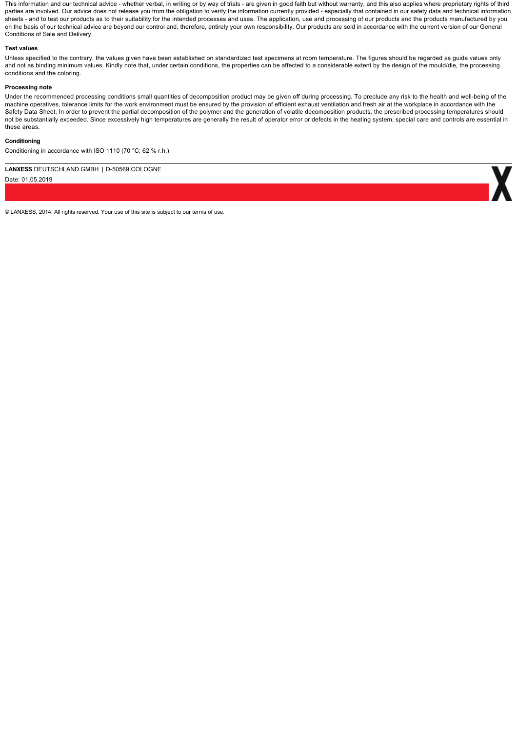This information and our technical advice - whether verbal, in writing or by way of trials - are given in good faith but without warranty, and this also applies where proprietary rights of third parties are involved. Our advice does not release you from the obligation to verify the information currently provided - especially that contained in our safety data and technical information sheets - and to test our products as to their suitability for the intended processes and uses. The application, use and processing of our products and the products manufactured by you on the basis of our technical advice are beyond our control and, therefore, entirely your own responsibility. Our products are sold in accordance with the current version of our General Conditions of Sale and Delivery.

**Test values**

Unless specified to the contrary, the values given have been established on standardized test specimens at room temperature. The figures should be regarded as guide values only and not as binding minimum values. Kindly note that, under certain conditions, the properties can be affected to a considerable extent by the design of the mould/die, the processing conditions and the coloring.

**Processing note**

Under the recommended processing conditions small quantities of decomposition product may be given off during processing. To preclude any risk to the health and well-being of the machine operatives, tolerance limits for the work environment must be ensured by the provision of efficient exhaust ventilation and fresh air at the workplace in accordance with the Safety Data Sheet. In order to prevent the partial decomposition of the polymer and the generation of volatile decomposition products, the prescribed processing temperatures should not be substantially exceeded. Since excessively high temperatures are generally the result of operator error or defects in the heating system, special care and controls are essential in these areas.

**Conditioning**

Conditioning in accordance with ISO 1110 (70 °C; 62 % r.h.)

**LANXESS** DEUTSCHLAND GMBH | D-50569 COLOGNE

Date: 01.05.2019

© LANXESS, 2014. All rights reserved. Your use of this site is subject to our terms of use.